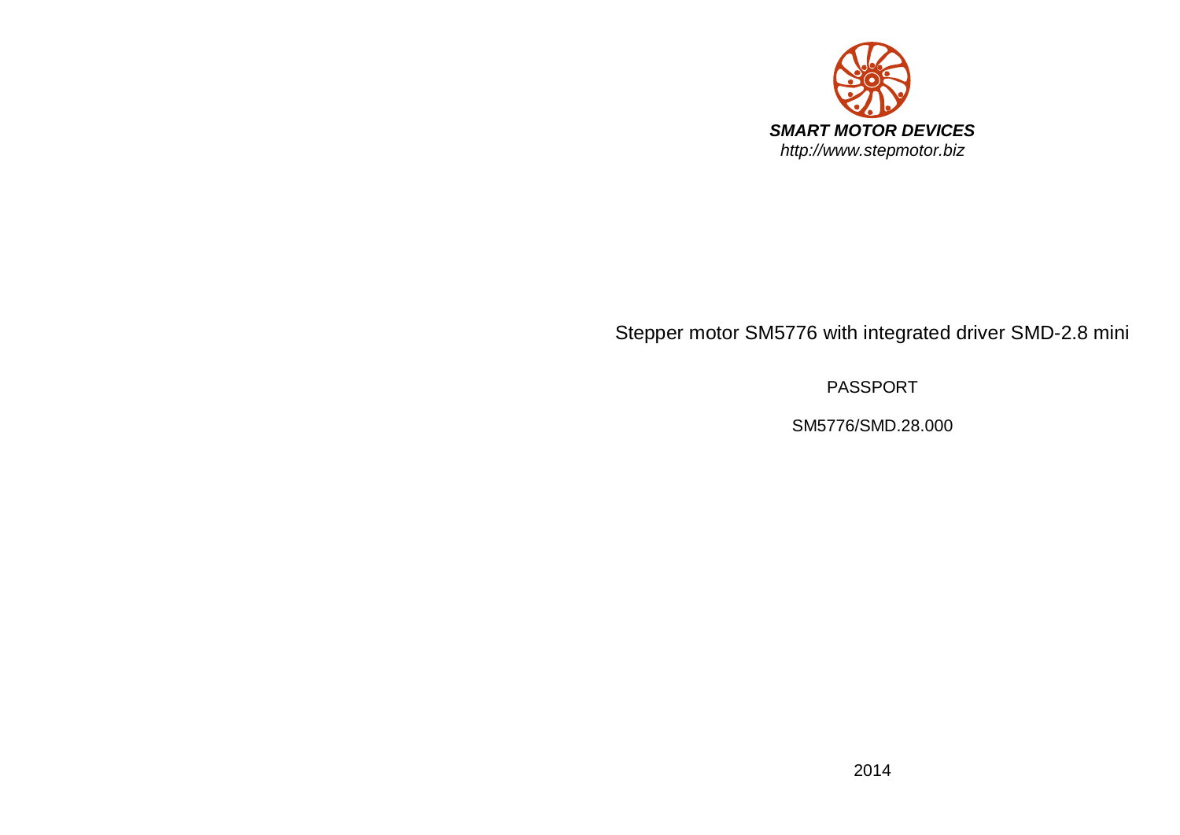***SMART MOTOR DEVICES***

*http://www.stepmotor.biz*

# Stepper motor SM5776 with integrated driver SMD-2.8 mini

PASSPORT

SM5776/SMD.28.000

2014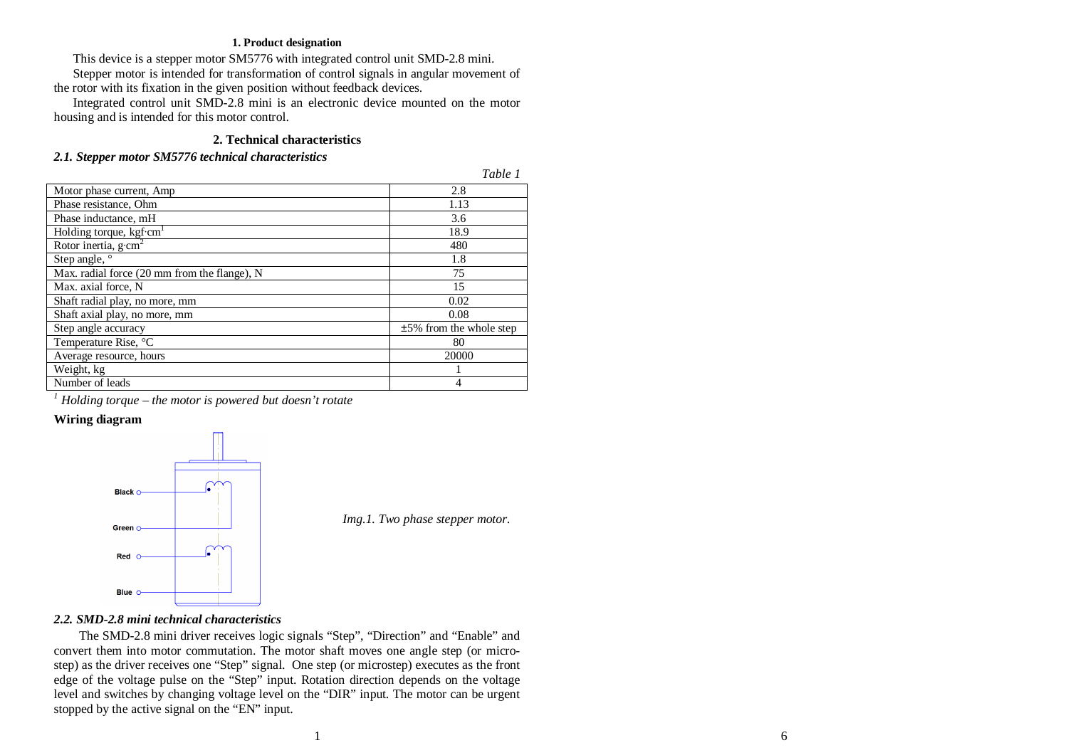**1. Product designation**

This device is a stepper motor SM5776 with integrated control unit SMD-2.8 mini.

Stepper motor is intended for transformation of control signals in angular movement of the rotor with its fixation in the given position without feedback devices.

Integrated control unit SMD-2.8 mini is an electronic device mounted on the motor housing and is intended for this motor control.

**2. Technical characteristics**

***2.1. Stepper motor SM5776 technical characteristics***

*Table 1*

| Parameter | Value |
|---|---|
| Motor phase current, Amp | 2.8 |
| Phase resistance, Ohm | 1.13 |
| Phase inductance, mH | 3.6 |
| Holding torque, kgf·cm[1] | 18.9 |
| Rotor inertia, $g \cdot cm^2$ | 480 |
| Step angle, ° | 1.8 |
| Max. radial force (20 mm from the flange), N | 75 |
| Max. axial force, N | 15 |
| Shaft radial play, no more, mm | 0.02 |
| Shaft axial play, no more, mm | 0.08 |
| Step angle accuracy | ±5% from the whole step |
| Temperature Rise, °C | 80 |
| Average resource, hours | 20000 |
| Weight, kg | 1 |
| Number of leads | 4 |

*[1] Holding torque – the motor is powered but doesn't rotate*

**Wiring diagram**

Black

Green

Red

Blue

*Img.1. Two phase stepper motor.*

***2.2. SMD-2.8 mini technical characteristics***

The SMD-2.8 mini driver receives logic signals "Step", "Direction" and "Enable" and convert them into motor commutation. The motor shaft moves one angle step (or micro-step) as the driver receives one "Step" signal. One step (or microstep) executes as the front edge of the voltage pulse on the "Step" input. Rotation direction depends on the voltage level and switches by changing voltage level on the "DIR" input. The motor can be urgent stopped by the active signal on the "EN" input.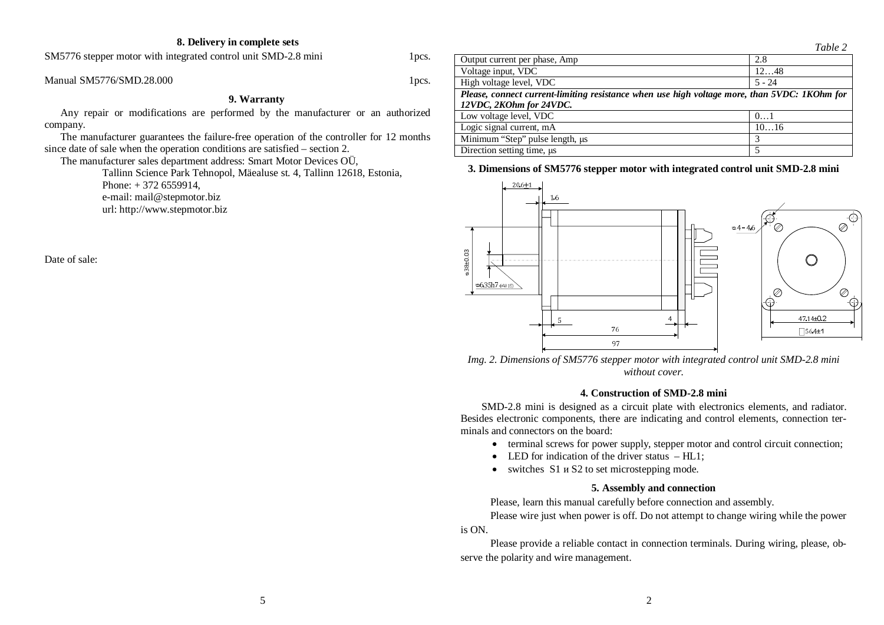## 8. Delivery in complete sets

SM5776 stepper motor with integrated control unit SMD-2.8 mini 1pcs.

Manual SM5776/SMD.28.000 1pcs.

## 9. Warranty

Any repair or modifications are performed by the manufacturer or an authorized company.

The manufacturer guarantees the failure-free operation of the controller for 12 months since date of sale when the operation conditions are satisfied – section 2.

The manufacturer sales department address: Smart Motor Devices OÜ,

Tallinn Science Park Tehnopol, Mäealuse st. 4, Tallinn 12618, Estonia,
Phone: + 372 6559914,
e-mail: mail@stepmotor.biz
url: http://www.stepmotor.biz

Date of sale:

*Table 2*

| Output current per phase, Amp | 2.8 |
|---|---|
| Voltage input, VDC | 12…48 |
| High voltage level, VDC | 5 - 24 |
| ***Please, connect current-limiting resistance when use high voltage more, than 5VDC: 1KOhm for 12VDC, 2KOhm for 24VDC.*** | |
| Low voltage level, VDC | 0…1 |
| Logic signal current, mA | 10…16 |
| Minimum "Step" pulse length, μs | 3 |
| Direction setting time, μs | 5 |

## 3. Dimensions of SM5776 stepper motor with integrated control unit SMD-2.8 mini

*Img. 2. Dimensions of SM5776 stepper motor with integrated control unit SMD-2.8 mini without cover.*

## 4. Construction of SMD-2.8 mini

SMD-2.8 mini is designed as a circuit plate with electronics elements, and radiator. Besides electronic components, there are indicating and control elements, connection terminals and connectors on the board:

- terminal screws for power supply, stepper motor and control circuit connection;
- LED for indication of the driver status – HL1;
- switches S1 и S2 to set microstepping mode.

## 5. Assembly and connection

Please, learn this manual carefully before connection and assembly.

Please wire just when power is off. Do not attempt to change wiring while the power is ON.

Please provide a reliable contact in connection terminals. During wiring, please, observe the polarity and wire management.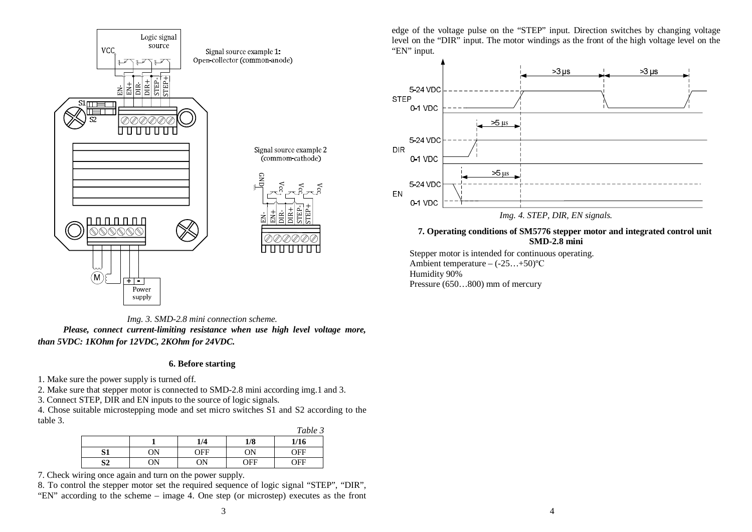Logic signal source

VCC

Signal source example 1: Open-collector (common-anode)

EN- EN+ DIR- DIR+ STEP- STEP+

S1

S2

M

Power supply

Signal source example 2 (commom-cathode)

GND

Vcc Vcc Vcc

EN- EN+ DIR- DIR+ STEP- STEP+

*Img. 3. SMD-2.8 mini connection scheme.*

***Please, connect current-limiting resistance when use high level voltage more, than 5VDC: 1KOhm for 12VDC, 2KOhm for 24VDC.***

## 6. Before starting

1. Make sure the power supply is turned off.
2. Make sure that stepper motor is connected to SMD-2.8 mini according img.1 and 3.
3. Connect STEP, DIR and EN inputs to the source of logic signals.
4. Chose suitable microstepping mode and set micro switches S1 and S2 according to the table 3.

*Table 3*

| | 1 | 1/4 | 1/8 | 1/16 |
|---|---|---|---|---|
| **S1** | ON | OFF | ON | OFF |
| **S2** | ON | ON | OFF | OFF |

7. Check wiring once again and turn on the power supply.
8. To control the stepper motor set the required sequence of logic signal "STEP", "DIR", "EN" according to the scheme – image 4. One step (or microstep) executes as the front edge of the voltage pulse on the "STEP" input. Direction switches by changing voltage level on the "DIR" input. The motor windings as the front of the high voltage level on the "EN" input.

>3 μs

>3 μs

5-24 VDC

STEP

0-1 VDC

>5 μs

5-24 VDC

DIR

0-1 VDC

>5 μs

5-24 VDC

EN

0-1 VDC

*Img. 4. STEP, DIR, EN signals.*

## 7. Operating conditions of SM5776 stepper motor and integrated control unit SMD-2.8 mini

Stepper motor is intended for continuous operating.
Ambient temperature – (-25…+50)ºC
Humidity 90%
Pressure (650…800) mm of mercury